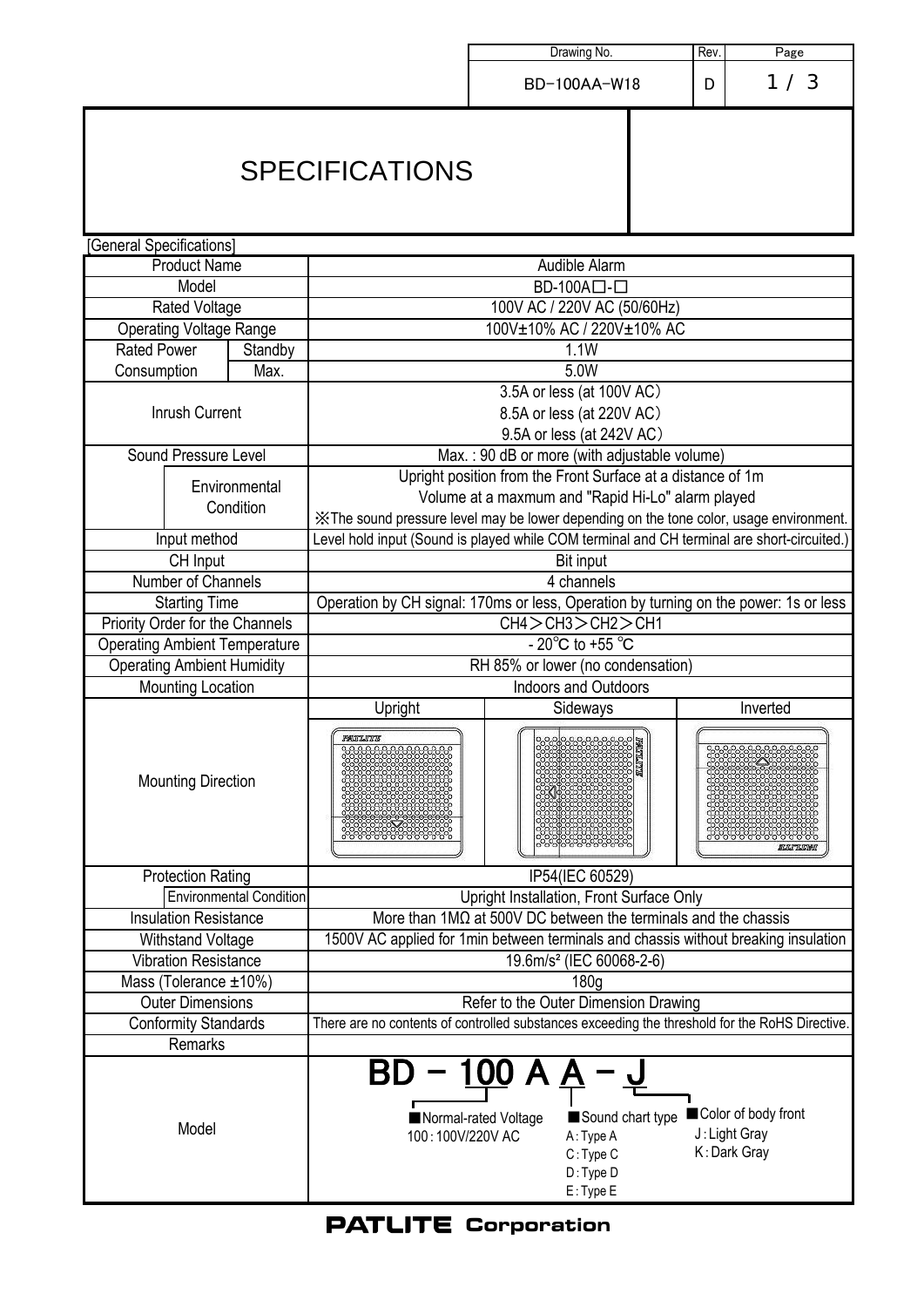| Drawing No. | Rev. |
| --- | --- |
| BD-100AA-W18 | D |

# SPECIFICATIONS

[General Specifications]

| Item | | Specification | | |
| --- | --- | --- | --- | --- |
| Product Name | | Audible Alarm | | |
| Model | | BD-100A□-□ | | |
| Rated Voltage | | 100V AC / 220V AC (50/60Hz) | | |
| Operating Voltage Range | | 100V±10% AC / 220V±10% AC | | |
| Rated Power Consumption | Standby | 1.1W | | |
| | Max. | 5.0W | | |
| Inrush Current | | 3.5A or less (at 100V AC)<br>8.5A or less (at 220V AC)<br>9.5A or less (at 242V AC) | | |
| Sound Pressure Level | | Max. : 90 dB or more (with adjustable volume) | | |
| | Environmental Condition | Upright position from the Front Surface at a distance of 1m<br>Volume at a maxmum and "Rapid Hi-Lo" alarm played<br>※The sound pressure level may be lower depending on the tone color, usage environment. | | |
| Input method | | Level hold input (Sound is played while COM terminal and CH terminal are short-circuited.) | | |
| CH Input | | Bit input | | |
| Number of Channels | | 4 channels | | |
| Starting Time | | Operation by CH signal: 170ms or less, Operation by turning on the power: 1s or less | | |
| Priority Order for the Channels | | CH4＞CH3＞CH2＞CH1 | | |
| Operating Ambient Temperature | | - 20℃ to +55 ℃ | | |
| Operating Ambient Humidity | | RH 85% or lower (no condensation) | | |
| Mounting Location | | Indoors and Outdoors | | |
| Mounting Direction | | Upright | Sideways | Inverted |
| Protection Rating | | IP54(IEC 60529) | | |
| | Environmental Condition | Upright Installation, Front Surface Only | | |
| Insulation Resistance | | More than 1MΩ at 500V DC between the terminals and the chassis | | |
| Withstand Voltage | | 1500V AC applied for 1min between terminals and chassis without breaking insulation | | |
| Vibration Resistance | | 19.6m/s² (IEC 60068-2-6) | | |
| Mass (Tolerance ±10%) | | 180g | | |
| Outer Dimensions | | Refer to the Outer Dimension Drawing | | |
| Conformity Standards | | There are no contents of controlled substances exceeding the threshold for the RoHS Directive. | | |
| Remarks | | | | |
| Model | | BD − 100 A A − J<br>■Normal-rated Voltage: 100 : 100V/220V AC<br>■Sound chart type: A : Type A, C : Type C, D : Type D, E : Type E<br>■Color of body front: J : Light Gray, K : Dark Gray | | |

PATLITE Corporation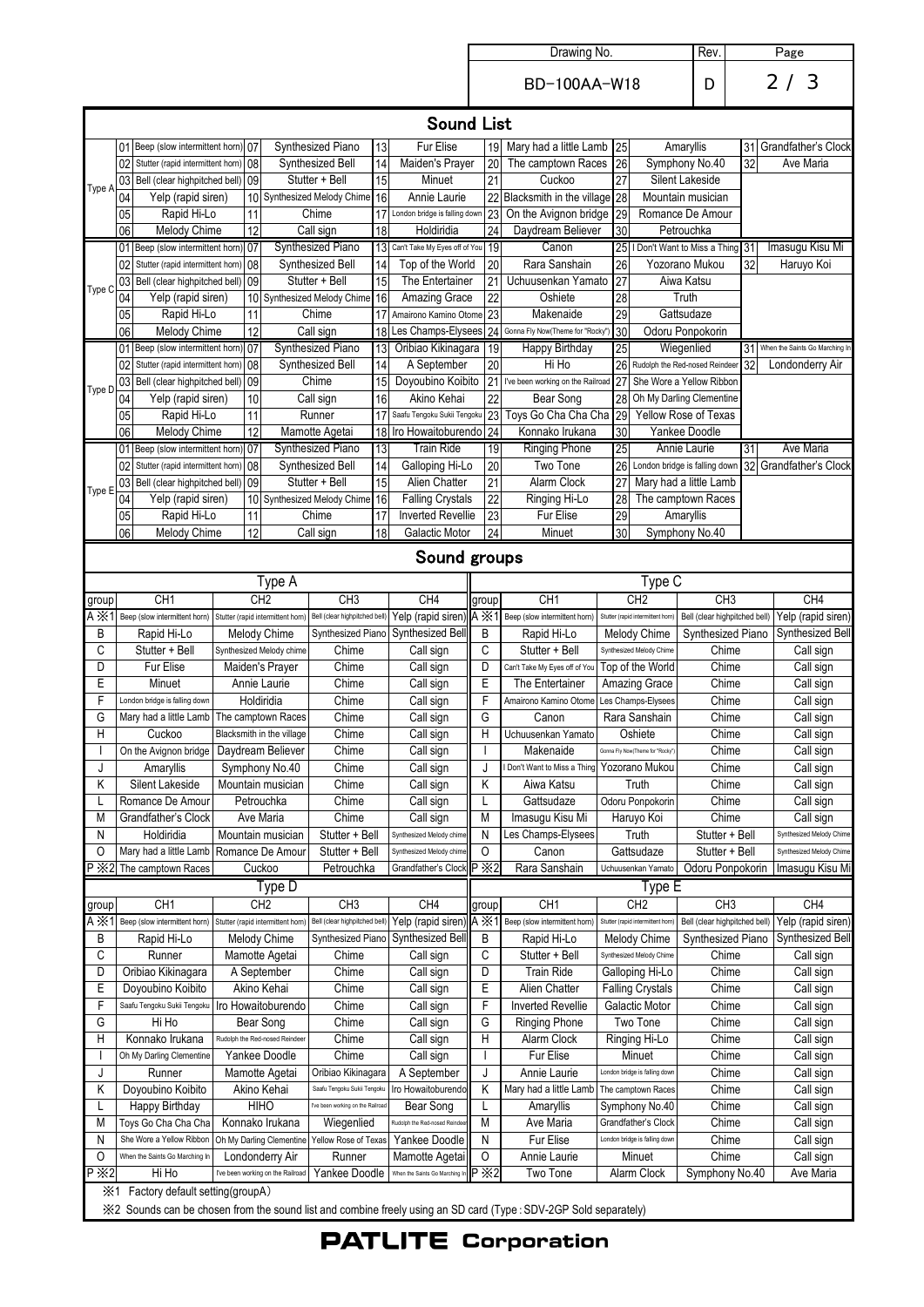| Drawing No. | Rev. |
|---|---|
| BD-100AA-W18 | D |

# Sound List

| Type | No. | Sound | No. | Sound | No. | Sound | No. | Sound | No. | Sound | No. | Sound |
|---|---|---|---|---|---|---|---|---|---|---|---|---|
| Type A | 01 | Beep (slow intermittent horn) | 07 | Synthesized Piano | 13 | Fur Elise | 19 | Mary had a little Lamb | 25 | Amaryllis | 31 | Grandfather's Clock |
| | 02 | Stutter (rapid intermittent horn) | 08 | Synthesized Bell | 14 | Maiden's Prayer | 20 | The camptown Races | 26 | Symphony No.40 | 32 | Ave Maria |
| | 03 | Bell (clear highpitched bell) | 09 | Stutter + Bell | 15 | Minuet | 21 | Cuckoo | 27 | Silent Lakeside | | |
| | 04 | Yelp (rapid siren) | 10 | Synthesized Melody Chime | 16 | Annie Laurie | 22 | Blacksmith in the village | 28 | Mountain musician | | |
| | 05 | Rapid Hi-Lo | 11 | Chime | 17 | London bridge is falling down | 23 | On the Avignon bridge | 29 | Romance De Amour | | |
| | 06 | Melody Chime | 12 | Call sign | 18 | Holdiridia | 24 | Daydream Believer | 30 | Petrouchka | | |
| Type C | 01 | Beep (slow intermittent horn) | 07 | Synthesized Piano | 13 | Can't Take My Eyes off of You | 19 | Canon | 25 | I Don't Want to Miss a Thing | 31 | Imasugu Kisu Mi |
| | 02 | Stutter (rapid intermittent horn) | 08 | Synthesized Bell | 14 | Top of the World | 20 | Rara Sanshain | 26 | Yozorano Mukou | 32 | Haruyo Koi |
| | 03 | Bell (clear highpitched bell) | 09 | Stutter + Bell | 15 | The Entertainer | 21 | Uchuusenkan Yamato | 27 | Aiwa Katsu | | |
| | 04 | Yelp (rapid siren) | 10 | Synthesized Melody Chime | 16 | Amazing Grace | 22 | Oshiete | 28 | Truth | | |
| | 05 | Rapid Hi-Lo | 11 | Chime | 17 | Amairono Kamino Otome | 23 | Makenaide | 29 | Gattsudaze | | |
| | 06 | Melody Chime | 12 | Call sign | 18 | Les Champs-Elysees | 24 | Gonna Fly Now(Theme for "Rocky") | 30 | Odoru Ponpokorin | | |
| Type D | 01 | Beep (slow intermittent horn) | 07 | Synthesized Piano | 13 | Oribiao Kikinagara | 19 | Happy Birthday | 25 | Wiegenlied | 31 | When the Saints Go Marching In |
| | 02 | Stutter (rapid intermittent horn) | 08 | Synthesized Bell | 14 | A September | 20 | Hi Ho | 26 | Rudolph the Red-nosed Reindeer | 32 | Londonderry Air |
| | 03 | Bell (clear highpitched bell) | 09 | Chime | 15 | Doyoubino Koibito | 21 | I've been working on the Railroad | 27 | She Wore a Yellow Ribbon | | |
| | 04 | Yelp (rapid siren) | 10 | Call sign | 16 | Akino Kehai | 22 | Bear Song | 28 | Oh My Darling Clementine | | |
| | 05 | Rapid Hi-Lo | 11 | Runner | 17 | Saafu Tengoku Sukii Tengoku | 23 | Toys Go Cha Cha Cha | 29 | Yellow Rose of Texas | | |
| | 06 | Melody Chime | 12 | Mamotte Agetai | 18 | Iro Howaitoburendo | 24 | Konnako Irukana | 30 | Yankee Doodle | | |
| Type E | 01 | Beep (slow intermittent horn) | 07 | Synthesized Piano | 13 | Train Ride | 19 | Ringing Phone | 25 | Annie Laurie | 31 | Ave Maria |
| | 02 | Stutter (rapid intermittent horn) | 08 | Synthesized Bell | 14 | Galloping Hi-Lo | 20 | Two Tone | 26 | London bridge is falling down | 32 | Grandfather's Clock |
| | 03 | Bell (clear highpitched bell) | 09 | Stutter + Bell | 15 | Alien Chatter | 21 | Alarm Clock | 27 | Mary had a little Lamb | | |
| | 04 | Yelp (rapid siren) | 10 | Synthesized Melody Chime | 16 | Falling Crystals | 22 | Ringing Hi-Lo | 28 | The camptown Races | | |
| | 05 | Rapid Hi-Lo | 11 | Chime | 17 | Inverted Revellie | 23 | Fur Elise | 29 | Amaryllis | | |
| | 06 | Melody Chime | 12 | Call sign | 18 | Galactic Motor | 24 | Minuet | 30 | Symphony No.40 | | |

# Sound groups

### Type A

| group | CH1 | CH2 | CH3 | CH4 |
|---|---|---|---|---|
| A ※1 | Beep (slow intermittent horn) | Stutter (rapid intermittent horn) | Bell (clear highpitched bell) | Yelp (rapid siren) |
| B | Rapid Hi-Lo | Melody Chime | Synthesized Piano | Synthesized Bell |
| C | Stutter + Bell | Synthesized Melody chime | Chime | Call sign |
| D | Fur Elise | Maiden's Prayer | Chime | Call sign |
| E | Minuet | Annie Laurie | Chime | Call sign |
| F | London bridge is falling down | Holdiridia | Chime | Call sign |
| G | Mary had a little Lamb | The camptown Races | Chime | Call sign |
| H | Cuckoo | Blacksmith in the village | Chime | Call sign |
| I | On the Avignon bridge | Daydream Believer | Chime | Call sign |
| J | Amaryllis | Symphony No.40 | Chime | Call sign |
| K | Silent Lakeside | Mountain musician | Chime | Call sign |
| L | Romance De Amour | Petrouchka | Chime | Call sign |
| M | Grandfather's Clock | Ave Maria | Chime | Call sign |
| N | Holdiridia | Mountain musician | Stutter + Bell | Synthesized Melody chime |
| O | Mary had a little Lamb | Romance De Amour | Stutter + Bell | Synthesized Melody chime |
| P ※2 | The camptown Races | Cuckoo | Petrouchka | Grandfather's Clock |

### Type C

| group | CH1 | CH2 | CH3 | CH4 |
|---|---|---|---|---|
| A ※1 | Beep (slow intermittent horn) | Stutter (rapid intermittent horn) | Bell (clear highpitched bell) | Yelp (rapid siren) |
| B | Rapid Hi-Lo | Melody Chime | Synthesized Piano | Synthesized Bell |
| C | Stutter + Bell | Synthesized Melody Chime | Chime | Call sign |
| D | Can't Take My Eyes off of You | Top of the World | Chime | Call sign |
| E | The Entertainer | Amazing Grace | Chime | Call sign |
| F | Amairono Kamino Otome | Les Champs-Elysees | Chime | Call sign |
| G | Canon | Rara Sanshain | Chime | Call sign |
| H | Uchuusenkan Yamato | Oshiete | Chime | Call sign |
| I | Makenaide | Gonna Fly Now(Theme for "Rocky") | Chime | Call sign |
| J | I Don't Want to Miss a Thing | Yozorano Mukou | Chime | Call sign |
| K | Aiwa Katsu | Truth | Chime | Call sign |
| L | Gattsudaze | Odoru Ponpokorin | Chime | Call sign |
| M | Imasugu Kisu Mi | Haruyo Koi | Chime | Call sign |
| N | Les Champs-Elysees | Truth | Stutter + Bell | Synthesized Melody Chime |
| O | Canon | Gattsudaze | Stutter + Bell | Synthesized Melody Chime |
| P ※2 | Rara Sanshain | Uchuusenkan Yamato | Odoru Ponpokorin | Imasugu Kisu Mi |

### Type D

| group | CH1 | CH2 | CH3 | CH4 |
|---|---|---|---|---|
| A ※1 | Beep (slow intermittent horn) | Stutter (rapid intermittent horn) | Bell (clear highpitched bell) | Yelp (rapid siren) |
| B | Rapid Hi-Lo | Melody Chime | Synthesized Piano | Synthesized Bell |
| C | Runner | Mamotte Agetai | Chime | Call sign |
| D | Oribiao Kikinagara | A September | Chime | Call sign |
| E | Doyoubino Koibito | Akino Kehai | Chime | Call sign |
| F | Saafu Tengoku Sukii Tengoku | Iro Howaitoburendo | Chime | Call sign |
| G | Hi Ho | Bear Song | Chime | Call sign |
| H | Konnako Irukana | Rudolph the Red-nosed Reindeer | Chime | Call sign |
| I | Oh My Darling Clementine | Yankee Doodle | Chime | Call sign |
| J | Runner | Mamotte Agetai | Oribiao Kikinagara | A September |
| K | Doyoubino Koibito | Akino Kehai | Saafu Tengoku Sukii Tengoku | Iro Howaitoburendo |
| L | Happy Birthday | HIHO | I've been working on the Railroad | Bear Song |
| M | Toys Go Cha Cha Cha | Konnako Irukana | Wiegenlied | Rudolph the Red-nosed Reindeer |
| N | She Wore a Yellow Ribbon | Oh My Darling Clementine | Yellow Rose of Texas | Yankee Doodle |
| O | When the Saints Go Marching In | Londonderry Air | Runner | Mamotte Agetai |
| P ※2 | Hi Ho | I've been working on the Railroad | Yankee Doodle | When the Saints Go Marching In |

### Type E

| group | CH1 | CH2 | CH3 | CH4 |
|---|---|---|---|---|
| A ※1 | Beep (slow intermittent horn) | Stutter (rapid intermittent horn) | Bell (clear highpitched bell) | Yelp (rapid siren) |
| B | Rapid Hi-Lo | Melody Chime | Synthesized Piano | Synthesized Bell |
| C | Stutter + Bell | Synthesized Melody Chime | Chime | Call sign |
| D | Train Ride | Galloping Hi-Lo | Chime | Call sign |
| E | Alien Chatter | Falling Crystals | Chime | Call sign |
| F | Inverted Revellie | Galactic Motor | Chime | Call sign |
| G | Ringing Phone | Two Tone | Chime | Call sign |
| H | Alarm Clock | Ringing Hi-Lo | Chime | Call sign |
| I | Fur Elise | Minuet | Chime | Call sign |
| J | Annie Laurie | London bridge is falling down | Chime | Call sign |
| K | Mary had a little Lamb | The camptown Races | Chime | Call sign |
| L | Amaryllis | Symphony No.40 | Chime | Call sign |
| M | Ave Maria | Grandfather's Clock | Chime | Call sign |
| N | Fur Elise | London bridge is falling down | Chime | Call sign |
| O | Annie Laurie | Minuet | Chime | Call sign |
| P ※2 | Two Tone | Alarm Clock | Symphony No.40 | Ave Maria |

※1 Factory default setting(groupA)

※2 Sounds can be chosen from the sound list and combine freely using an SD card (Type : SDV-2GP Sold separately)

**PATLITE Corporation**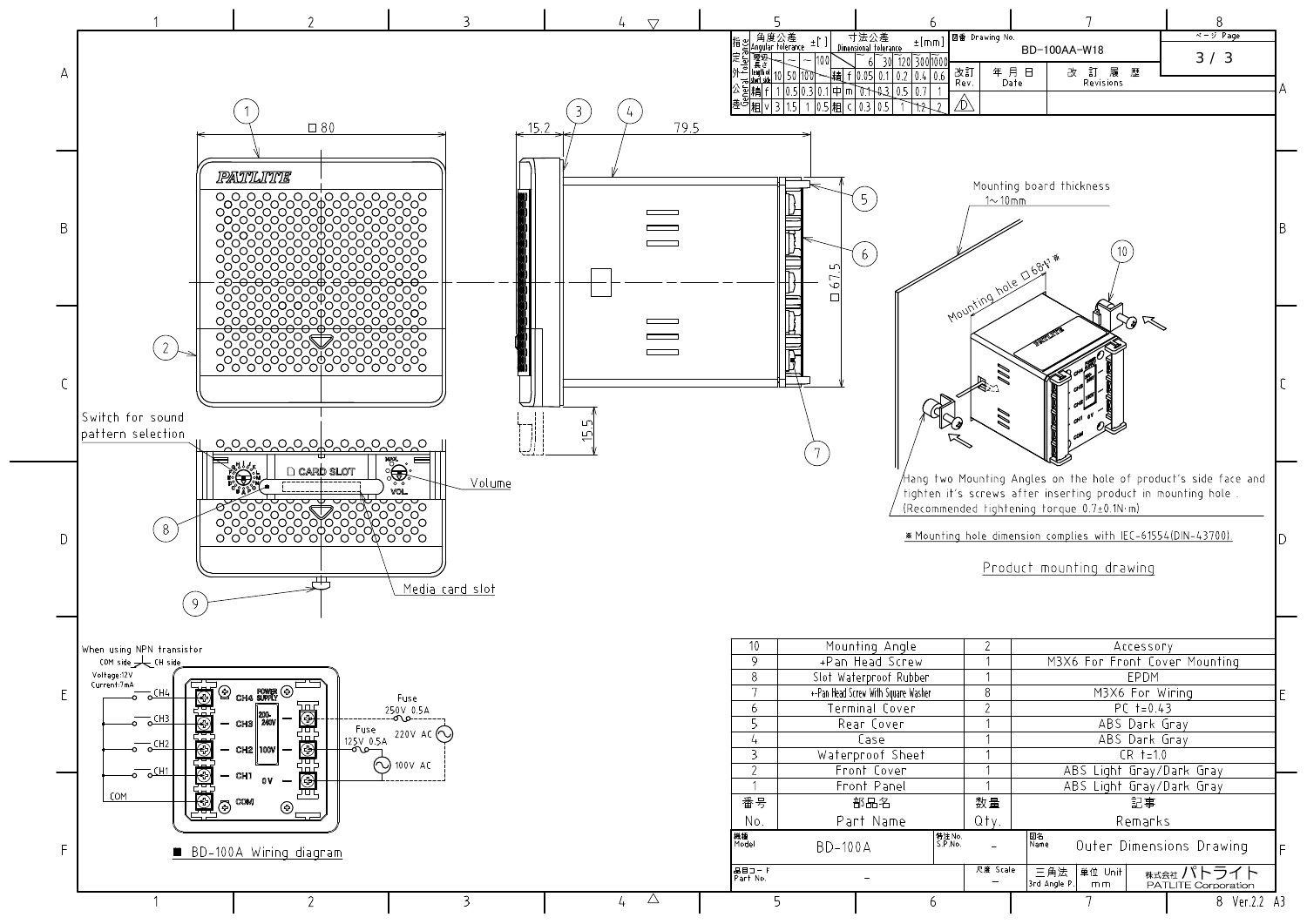BD-100AA-W18

| | | | |
|---|---|---|---|
| 改訂 Rev. | 年月日 Date | 改訂履歴 Revisions | |

Switch for sound pattern selection

Volume

Media card slot

Mounting board thickness 1～10mm

Mounting hole □68+0.7 ※

Hang two Mounting Angles on the hole of product's side face and tighten it's screws after inserting product in mounting hole .
(Recommended tightening torque 0.7±0.1N·m)

※ Mounting hole dimension complies with IEC-61554(DIN-43700)

Product mounting drawing

When using NPN transistor
COM side CH side
Voltage:12V
Current:7mA

Fuse 250V 0.5A
Fuse 125V 0.5A
220V AC
100V AC

■ BD-100A Wiring diagram

| 番号 No. | 部品名 Part Name | 数量 Qty. | 記事 Remarks |
|---|---|---|---|
| 10 | Mounting Angle | 2 | Accessory |
| 9 | +Pan Head Screw | 1 | M3X6 For Front Cover Mounting |
| 8 | Slot Waterproof Rubber | 1 | EPDM |
| 7 | +-Pan Head Screw With Square Washer | 8 | M3X6 For Wiring |
| 6 | Terminal Cover | 2 | PC t=0.43 |
| 5 | Rear Cover | 1 | ABS Dark Gray |
| 4 | Case | 1 | ABS Dark Gray |
| 3 | Waterproof Sheet | 1 | CR t=1.0 |
| 2 | Front Cover | 1 | ABS Light Gray/Dark Gray |
| 1 | Front Panel | 1 | ABS Light Gray/Dark Gray |

| | | | | | |
|---|---|---|---|---|---|
| 機種 Model | BD-100A | 特注No. S.P.No. | - | 図名 Name | Outer Dimensions Drawing |
| 品目コード Part No. | - | 尺度 Scale | - | 三角法 3rd Angle P. / 単位 Unit mm | 株式会社パトライト PATLITE Corporation |